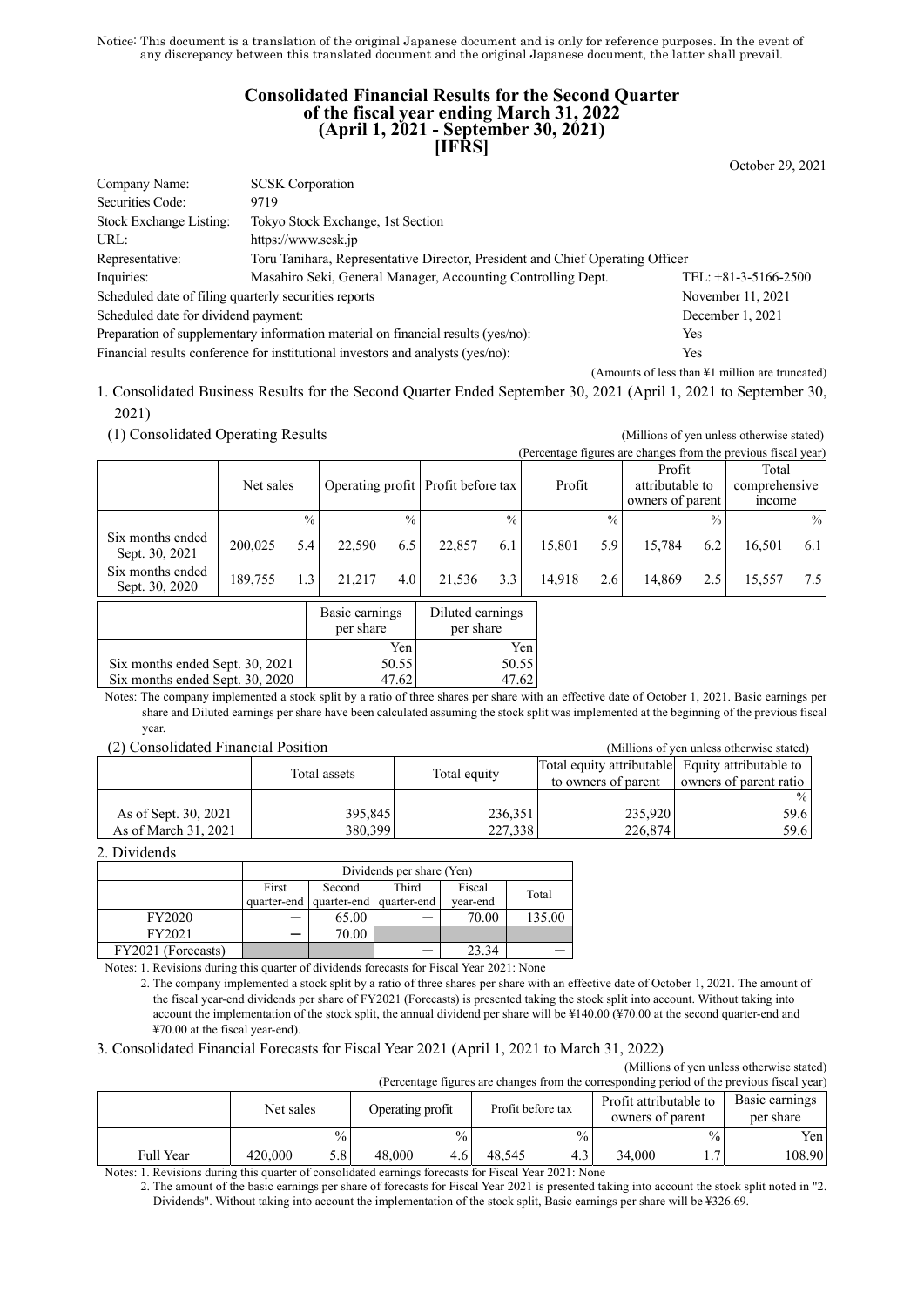Notice: This document is a translation of the original Japanese document and is only for reference purposes. In the event of any discrepancy between this translated document and the original Japanese document, the latter shall prevail.

# Consolidated Financial Results for the Second Quarter of the fiscal year ending March 31, 2022 (April 1, 2021 - September 30, 2021) [IFRS]

October 29, 2021

| | | |
|---|---|---|
| Company Name: | SCSK Corporation | |
| Securities Code: | 9719 | |
| Stock Exchange Listing: | Tokyo Stock Exchange, 1st Section | |
| URL: | https://www.scsk.jp | |
| Representative: | Toru Tanihara, Representative Director, President and Chief Operating Officer | |
| Inquiries: | Masahiro Seki, General Manager, Accounting Controlling Dept. | TEL: +81-3-5166-2500 |
| Scheduled date of filing quarterly securities reports | | November 11, 2021 |
| Scheduled date for dividend payment: | | December 1, 2021 |
| Preparation of supplementary information material on financial results (yes/no): | | Yes |
| Financial results conference for institutional investors and analysts (yes/no): | | Yes |

(Amounts of less than ¥1 million are truncated)

## 1. Consolidated Business Results for the Second Quarter Ended September 30, 2021 (April 1, 2021 to September 30, 2021)

### (1) Consolidated Operating Results

(Millions of yen unless otherwise stated)

(Percentage figures are changes from the previous fiscal year)

| | Net sales | | Operating profit | | Profit before tax | | Profit | | Profit attributable to owners of parent | | Total comprehensive income | |
|---|---|---|---|---|---|---|---|---|---|---|---|---|
| | | % | | % | | % | | % | | % | | % |
| Six months ended Sept. 30, 2021 | 200,025 | 5.4 | 22,590 | 6.5 | 22,857 | 6.1 | 15,801 | 5.9 | 15,784 | 6.2 | 16,501 | 6.1 |
| Six months ended Sept. 30, 2020 | 189,755 | 1.3 | 21,217 | 4.0 | 21,536 | 3.3 | 14,918 | 2.6 | 14,869 | 2.5 | 15,557 | 7.5 |

| | Basic earnings per share | Diluted earnings per share |
|---|---|---|
| | Yen | Yen |
| Six months ended Sept. 30, 2021 | 50.55 | 50.55 |
| Six months ended Sept. 30, 2020 | 47.62 | 47.62 |

Notes: The company implemented a stock split by a ratio of three shares per share with an effective date of October 1, 2021. Basic earnings per share and Diluted earnings per share have been calculated assuming the stock split was implemented at the beginning of the previous fiscal year.

### (2) Consolidated Financial Position

(Millions of yen unless otherwise stated)

| | Total assets | Total equity | Total equity attributable to owners of parent | Equity attributable to owners of parent ratio |
|---|---|---|---|---|
| | | | | % |
| As of Sept. 30, 2021 | 395,845 | 236,351 | 235,920 | 59.6 |
| As of March 31, 2021 | 380,399 | 227,338 | 226,874 | 59.6 |

## 2. Dividends

| | Dividends per share (Yen) | | | | |
|---|---|---|---|---|---|
| | First quarter-end | Second quarter-end | Third quarter-end | Fiscal year-end | Total |
| FY2020 | — | 65.00 | — | 70.00 | 135.00 |
| FY2021 | — | 70.00 | | | |
| FY2021 (Forecasts) | | | — | 23.34 | — |

Notes: 1. Revisions during this quarter of dividends forecasts for Fiscal Year 2021: None

2. The company implemented a stock split by a ratio of three shares per share with an effective date of October 1, 2021. The amount of the fiscal year-end dividends per share of FY2021 (Forecasts) is presented taking the stock split into account. Without taking into account the implementation of the stock split, the annual dividend per share will be ¥140.00 (¥70.00 at the second quarter-end and ¥70.00 at the fiscal year-end).

## 3. Consolidated Financial Forecasts for Fiscal Year 2021 (April 1, 2021 to March 31, 2022)

(Millions of yen unless otherwise stated)

(Percentage figures are changes from the corresponding period of the previous fiscal year)

| | Net sales | | Operating profit | | Profit before tax | | Profit attributable to owners of parent | | Basic earnings per share |
|---|---|---|---|---|---|---|---|---|---|
| | | % | | % | | % | | % | Yen |
| Full Year | 420,000 | 5.8 | 48,000 | 4.6 | 48,545 | 4.3 | 34,000 | 1.7 | 108.90 |

Notes: 1. Revisions during this quarter of consolidated earnings forecasts for Fiscal Year 2021: None

2. The amount of the basic earnings per share of forecasts for Fiscal Year 2021 is presented taking into account the stock split noted in "2. Dividends". Without taking into account the implementation of the stock split, Basic earnings per share will be ¥326.69.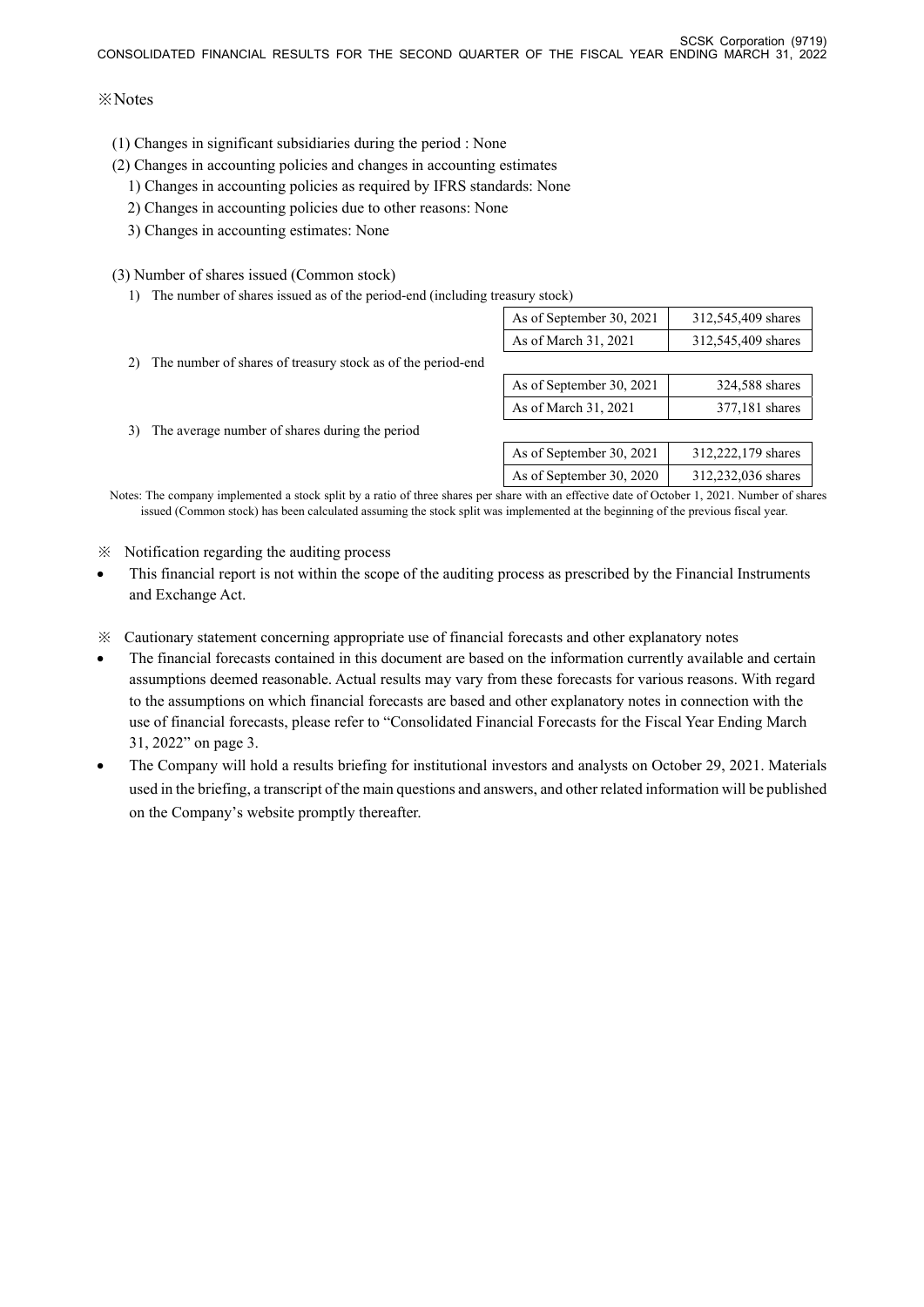※Notes

(1) Changes in significant subsidiaries during the period : None

(2) Changes in accounting policies and changes in accounting estimates

1) Changes in accounting policies as required by IFRS standards: None

2) Changes in accounting policies due to other reasons: None

3) Changes in accounting estimates: None

(3) Number of shares issued (Common stock)

1) The number of shares issued as of the period-end (including treasury stock)

| | |
|---|---|
| As of September 30, 2021 | 312,545,409 shares |
| As of March 31, 2021 | 312,545,409 shares |

2) The number of shares of treasury stock as of the period-end

| | |
|---|---|
| As of September 30, 2021 | 324,588 shares |
| As of March 31, 2021 | 377,181 shares |

3) The average number of shares during the period

| | |
|---|---|
| As of September 30, 2021 | 312,222,179 shares |
| As of September 30, 2020 | 312,232,036 shares |

Notes: The company implemented a stock split by a ratio of three shares per share with an effective date of October 1, 2021. Number of shares issued (Common stock) has been calculated assuming the stock split was implemented at the beginning of the previous fiscal year.

※ Notification regarding the auditing process

- This financial report is not within the scope of the auditing process as prescribed by the Financial Instruments and Exchange Act.

※ Cautionary statement concerning appropriate use of financial forecasts and other explanatory notes

- The financial forecasts contained in this document are based on the information currently available and certain assumptions deemed reasonable. Actual results may vary from these forecasts for various reasons. With regard to the assumptions on which financial forecasts are based and other explanatory notes in connection with the use of financial forecasts, please refer to "Consolidated Financial Forecasts for the Fiscal Year Ending March 31, 2022" on page 3.
- The Company will hold a results briefing for institutional investors and analysts on October 29, 2021. Materials used in the briefing, a transcript of the main questions and answers, and other related information will be published on the Company's website promptly thereafter.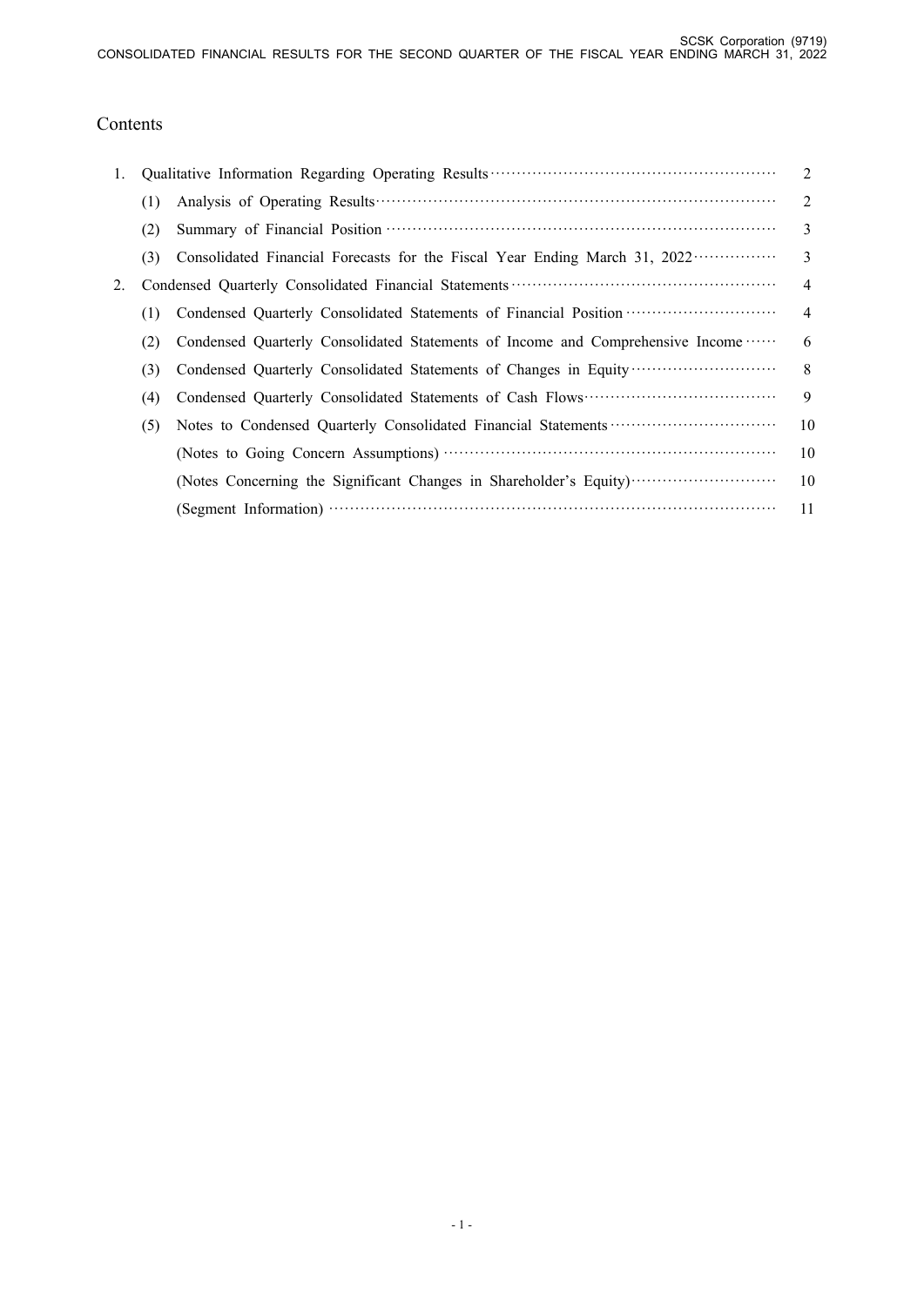# Contents

| | | | |
|---|---|---|---|
| 1. | Qualitative Information Regarding Operating Results | | 2 |
| | (1) | Analysis of Operating Results | 2 |
| | (2) | Summary of Financial Position | 3 |
| | (3) | Consolidated Financial Forecasts for the Fiscal Year Ending March 31, 2022 | 3 |
| 2. | Condensed Quarterly Consolidated Financial Statements | | 4 |
| | (1) | Condensed Quarterly Consolidated Statements of Financial Position | 4 |
| | (2) | Condensed Quarterly Consolidated Statements of Income and Comprehensive Income | 6 |
| | (3) | Condensed Quarterly Consolidated Statements of Changes in Equity | 8 |
| | (4) | Condensed Quarterly Consolidated Statements of Cash Flows | 9 |
| | (5) | Notes to Condensed Quarterly Consolidated Financial Statements | 10 |
| | | (Notes to Going Concern Assumptions) | 10 |
| | | (Notes Concerning the Significant Changes in Shareholder's Equity) | 10 |
| | | (Segment Information) | 11 |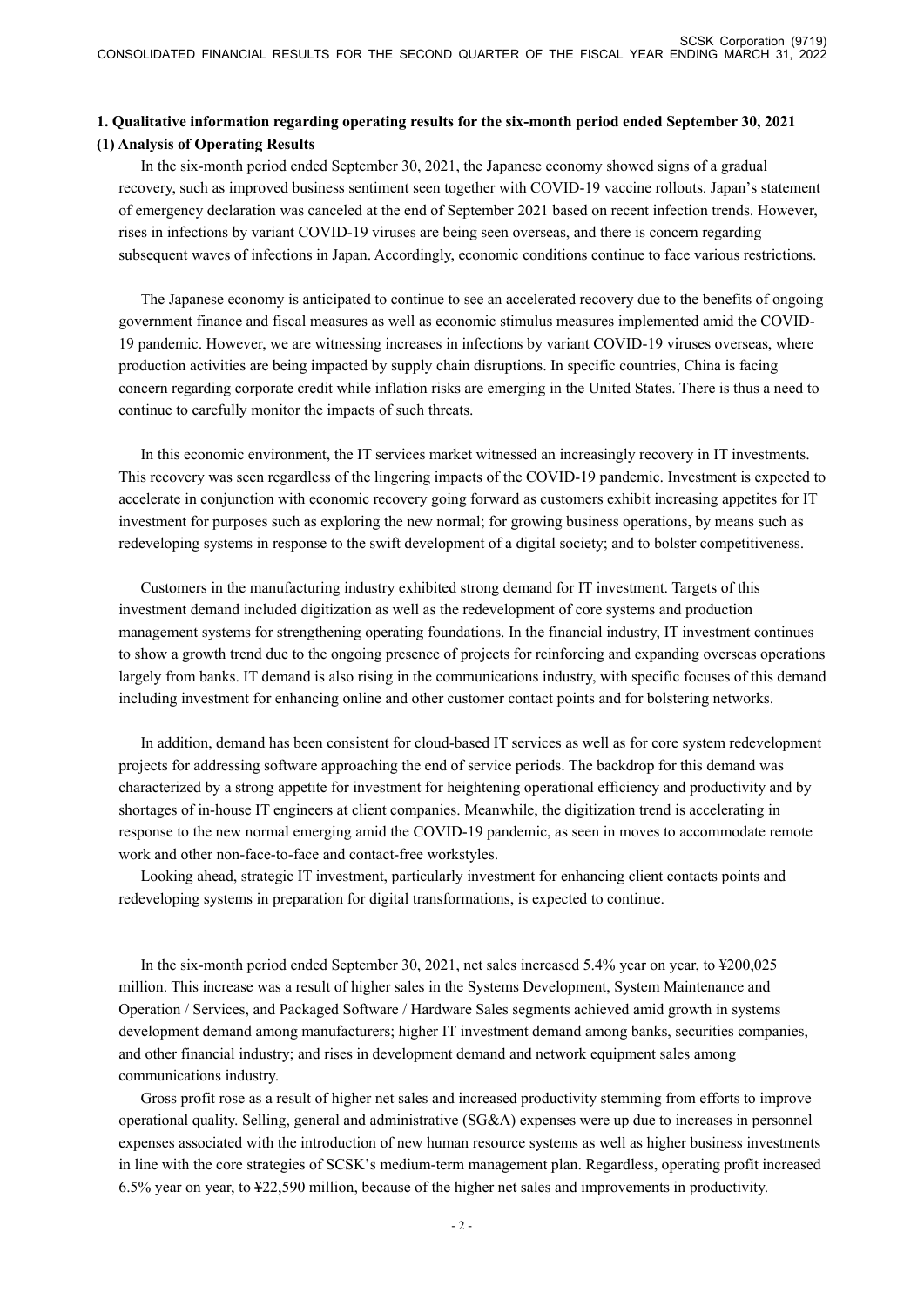## 1. Qualitative information regarding operating results for the six-month period ended September 30, 2021

### (1) Analysis of Operating Results

In the six-month period ended September 30, 2021, the Japanese economy showed signs of a gradual recovery, such as improved business sentiment seen together with COVID-19 vaccine rollouts. Japan's statement of emergency declaration was canceled at the end of September 2021 based on recent infection trends. However, rises in infections by variant COVID-19 viruses are being seen overseas, and there is concern regarding subsequent waves of infections in Japan. Accordingly, economic conditions continue to face various restrictions.

The Japanese economy is anticipated to continue to see an accelerated recovery due to the benefits of ongoing government finance and fiscal measures as well as economic stimulus measures implemented amid the COVID-19 pandemic. However, we are witnessing increases in infections by variant COVID-19 viruses overseas, where production activities are being impacted by supply chain disruptions. In specific countries, China is facing concern regarding corporate credit while inflation risks are emerging in the United States. There is thus a need to continue to carefully monitor the impacts of such threats.

In this economic environment, the IT services market witnessed an increasingly recovery in IT investments. This recovery was seen regardless of the lingering impacts of the COVID-19 pandemic. Investment is expected to accelerate in conjunction with economic recovery going forward as customers exhibit increasing appetites for IT investment for purposes such as exploring the new normal; for growing business operations, by means such as redeveloping systems in response to the swift development of a digital society; and to bolster competitiveness.

Customers in the manufacturing industry exhibited strong demand for IT investment. Targets of this investment demand included digitization as well as the redevelopment of core systems and production management systems for strengthening operating foundations. In the financial industry, IT investment continues to show a growth trend due to the ongoing presence of projects for reinforcing and expanding overseas operations largely from banks. IT demand is also rising in the communications industry, with specific focuses of this demand including investment for enhancing online and other customer contact points and for bolstering networks.

In addition, demand has been consistent for cloud-based IT services as well as for core system redevelopment projects for addressing software approaching the end of service periods. The backdrop for this demand was characterized by a strong appetite for investment for heightening operational efficiency and productivity and by shortages of in-house IT engineers at client companies. Meanwhile, the digitization trend is accelerating in response to the new normal emerging amid the COVID-19 pandemic, as seen in moves to accommodate remote work and other non-face-to-face and contact-free workstyles.

Looking ahead, strategic IT investment, particularly investment for enhancing client contacts points and redeveloping systems in preparation for digital transformations, is expected to continue.

In the six-month period ended September 30, 2021, net sales increased 5.4% year on year, to ¥200,025 million. This increase was a result of higher sales in the Systems Development, System Maintenance and Operation / Services, and Packaged Software / Hardware Sales segments achieved amid growth in systems development demand among manufacturers; higher IT investment demand among banks, securities companies, and other financial industry; and rises in development demand and network equipment sales among communications industry.

Gross profit rose as a result of higher net sales and increased productivity stemming from efforts to improve operational quality. Selling, general and administrative (SG&A) expenses were up due to increases in personnel expenses associated with the introduction of new human resource systems as well as higher business investments in line with the core strategies of SCSK's medium-term management plan. Regardless, operating profit increased 6.5% year on year, to ¥22,590 million, because of the higher net sales and improvements in productivity.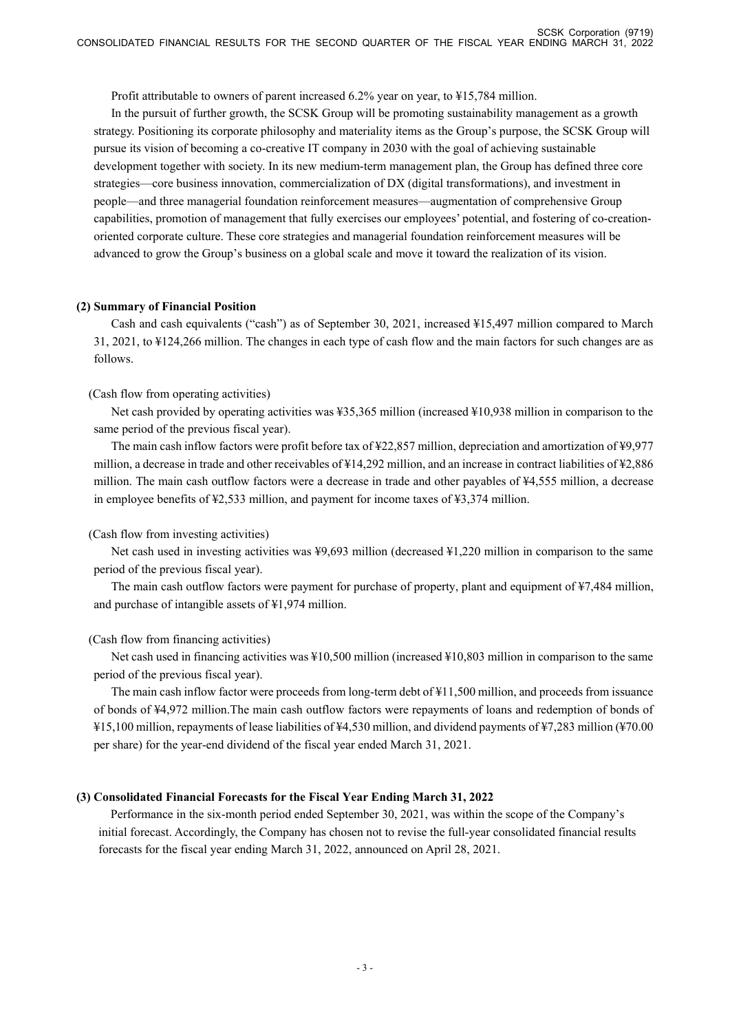Profit attributable to owners of parent increased 6.2% year on year, to ¥15,784 million.

In the pursuit of further growth, the SCSK Group will be promoting sustainability management as a growth strategy. Positioning its corporate philosophy and materiality items as the Group's purpose, the SCSK Group will pursue its vision of becoming a co-creative IT company in 2030 with the goal of achieving sustainable development together with society. In its new medium-term management plan, the Group has defined three core strategies—core business innovation, commercialization of DX (digital transformations), and investment in people—and three managerial foundation reinforcement measures—augmentation of comprehensive Group capabilities, promotion of management that fully exercises our employees' potential, and fostering of co-creation-oriented corporate culture. These core strategies and managerial foundation reinforcement measures will be advanced to grow the Group's business on a global scale and move it toward the realization of its vision.

**(2) Summary of Financial Position**

Cash and cash equivalents ("cash") as of September 30, 2021, increased ¥15,497 million compared to March 31, 2021, to ¥124,266 million. The changes in each type of cash flow and the main factors for such changes are as follows.

(Cash flow from operating activities)

Net cash provided by operating activities was ¥35,365 million (increased ¥10,938 million in comparison to the same period of the previous fiscal year).

The main cash inflow factors were profit before tax of ¥22,857 million, depreciation and amortization of ¥9,977 million, a decrease in trade and other receivables of ¥14,292 million, and an increase in contract liabilities of ¥2,886 million. The main cash outflow factors were a decrease in trade and other payables of ¥4,555 million, a decrease in employee benefits of ¥2,533 million, and payment for income taxes of ¥3,374 million.

(Cash flow from investing activities)

Net cash used in investing activities was ¥9,693 million (decreased ¥1,220 million in comparison to the same period of the previous fiscal year).

The main cash outflow factors were payment for purchase of property, plant and equipment of ¥7,484 million, and purchase of intangible assets of ¥1,974 million.

(Cash flow from financing activities)

Net cash used in financing activities was ¥10,500 million (increased ¥10,803 million in comparison to the same period of the previous fiscal year).

The main cash inflow factor were proceeds from long-term debt of ¥11,500 million, and proceeds from issuance of bonds of ¥4,972 million.The main cash outflow factors were repayments of loans and redemption of bonds of ¥15,100 million, repayments of lease liabilities of ¥4,530 million, and dividend payments of ¥7,283 million (¥70.00 per share) for the year-end dividend of the fiscal year ended March 31, 2021.

**(3) Consolidated Financial Forecasts for the Fiscal Year Ending March 31, 2022**

Performance in the six-month period ended September 30, 2021, was within the scope of the Company's initial forecast. Accordingly, the Company has chosen not to revise the full-year consolidated financial results forecasts for the fiscal year ending March 31, 2022, announced on April 28, 2021.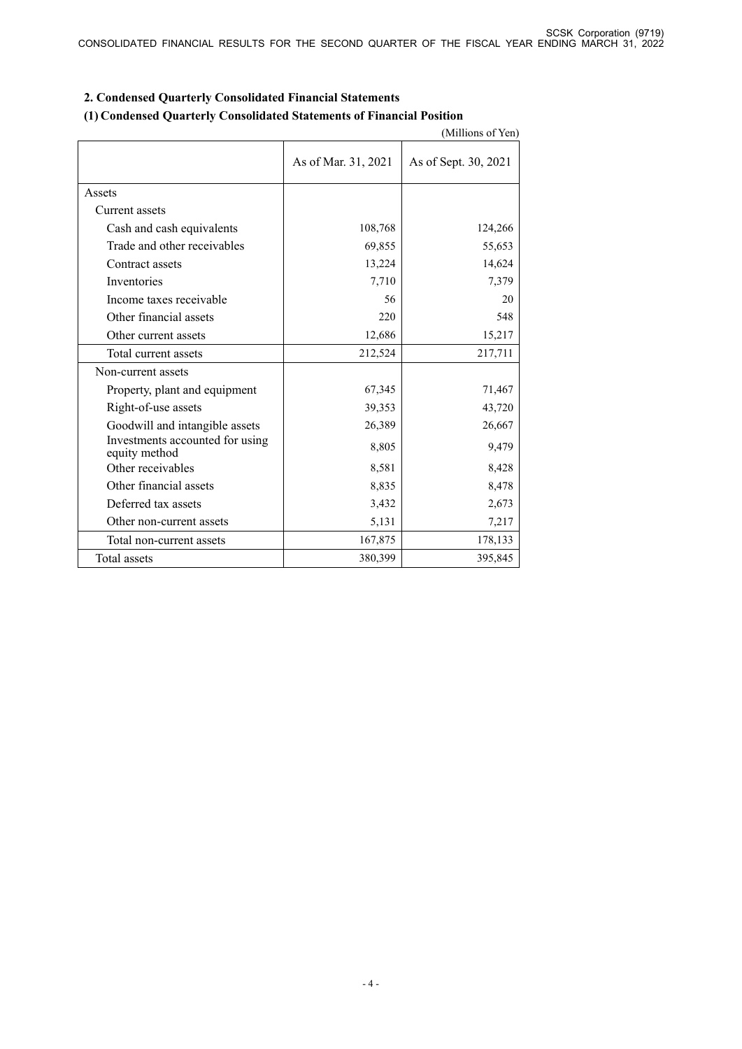## 2. Condensed Quarterly Consolidated Financial Statements

### (1) Condensed Quarterly Consolidated Statements of Financial Position

(Millions of Yen)

| | As of Mar. 31, 2021 | As of Sept. 30, 2021 |
|---|---|---|
| Assets | | |
| Current assets | | |
| Cash and cash equivalents | 108,768 | 124,266 |
| Trade and other receivables | 69,855 | 55,653 |
| Contract assets | 13,224 | 14,624 |
| Inventories | 7,710 | 7,379 |
| Income taxes receivable | 56 | 20 |
| Other financial assets | 220 | 548 |
| Other current assets | 12,686 | 15,217 |
| Total current assets | 212,524 | 217,711 |
| Non-current assets | | |
| Property, plant and equipment | 67,345 | 71,467 |
| Right-of-use assets | 39,353 | 43,720 |
| Goodwill and intangible assets | 26,389 | 26,667 |
| Investments accounted for using equity method | 8,805 | 9,479 |
| Other receivables | 8,581 | 8,428 |
| Other financial assets | 8,835 | 8,478 |
| Deferred tax assets | 3,432 | 2,673 |
| Other non-current assets | 5,131 | 7,217 |
| Total non-current assets | 167,875 | 178,133 |
| Total assets | 380,399 | 395,845 |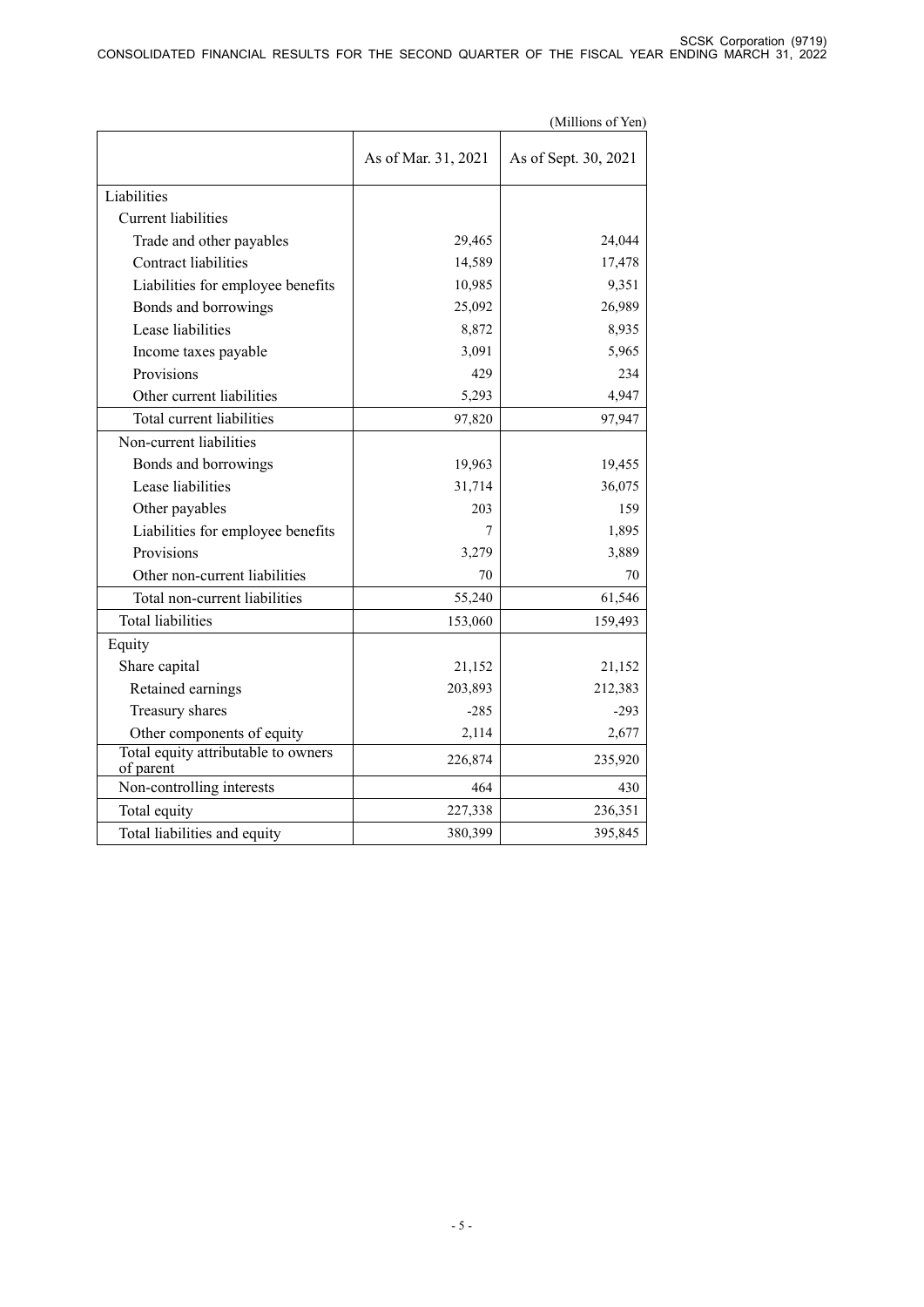(Millions of Yen)

| | As of Mar. 31, 2021 | As of Sept. 30, 2021 |
|---|---|---|
| Liabilities | | |
| Current liabilities | | |
| Trade and other payables | 29,465 | 24,044 |
| Contract liabilities | 14,589 | 17,478 |
| Liabilities for employee benefits | 10,985 | 9,351 |
| Bonds and borrowings | 25,092 | 26,989 |
| Lease liabilities | 8,872 | 8,935 |
| Income taxes payable | 3,091 | 5,965 |
| Provisions | 429 | 234 |
| Other current liabilities | 5,293 | 4,947 |
| Total current liabilities | 97,820 | 97,947 |
| Non-current liabilities | | |
| Bonds and borrowings | 19,963 | 19,455 |
| Lease liabilities | 31,714 | 36,075 |
| Other payables | 203 | 159 |
| Liabilities for employee benefits | 7 | 1,895 |
| Provisions | 3,279 | 3,889 |
| Other non-current liabilities | 70 | 70 |
| Total non-current liabilities | 55,240 | 61,546 |
| Total liabilities | 153,060 | 159,493 |
| Equity | | |
| Share capital | 21,152 | 21,152 |
| Retained earnings | 203,893 | 212,383 |
| Treasury shares | -285 | -293 |
| Other components of equity | 2,114 | 2,677 |
| Total equity attributable to owners of parent | 226,874 | 235,920 |
| Non-controlling interests | 464 | 430 |
| Total equity | 227,338 | 236,351 |
| Total liabilities and equity | 380,399 | 395,845 |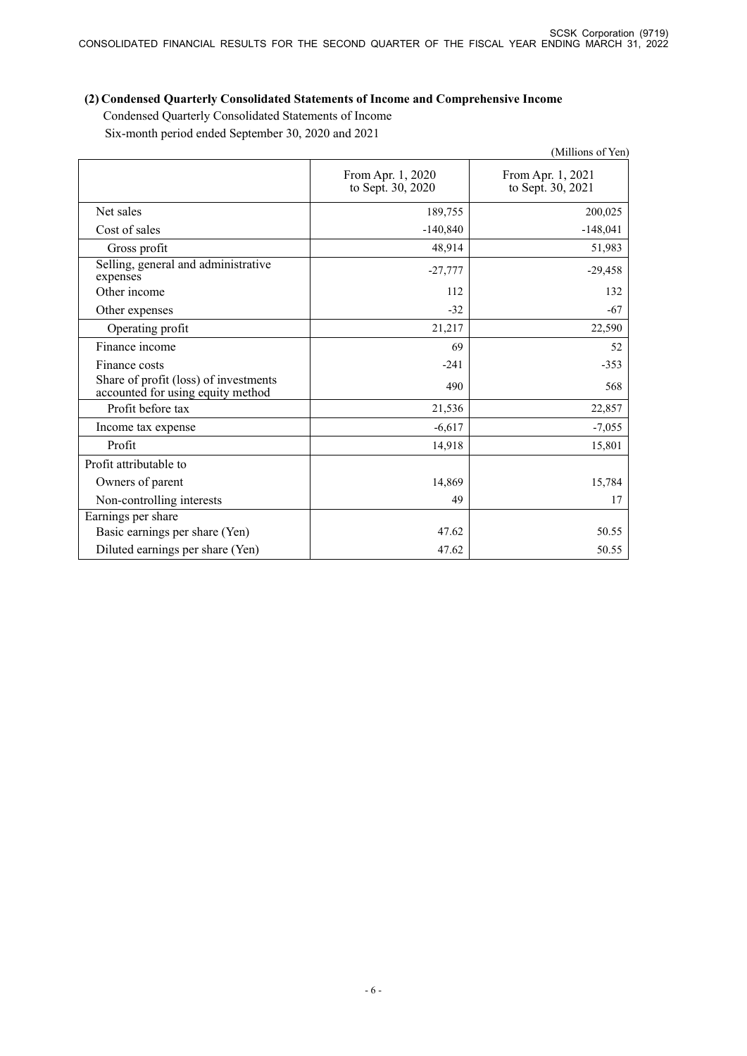## (2) Condensed Quarterly Consolidated Statements of Income and Comprehensive Income

Condensed Quarterly Consolidated Statements of Income

Six-month period ended September 30, 2020 and 2021

(Millions of Yen)

| | From Apr. 1, 2020 to Sept. 30, 2020 | From Apr. 1, 2021 to Sept. 30, 2021 |
|---|---|---|
| Net sales | 189,755 | 200,025 |
| Cost of sales | -140,840 | -148,041 |
| Gross profit | 48,914 | 51,983 |
| Selling, general and administrative expenses | -27,777 | -29,458 |
| Other income | 112 | 132 |
| Other expenses | -32 | -67 |
| Operating profit | 21,217 | 22,590 |
| Finance income | 69 | 52 |
| Finance costs | -241 | -353 |
| Share of profit (loss) of investments accounted for using equity method | 490 | 568 |
| Profit before tax | 21,536 | 22,857 |
| Income tax expense | -6,617 | -7,055 |
| Profit | 14,918 | 15,801 |
| Profit attributable to | | |
| Owners of parent | 14,869 | 15,784 |
| Non-controlling interests | 49 | 17 |
| Earnings per share | | |
| Basic earnings per share (Yen) | 47.62 | 50.55 |
| Diluted earnings per share (Yen) | 47.62 | 50.55 |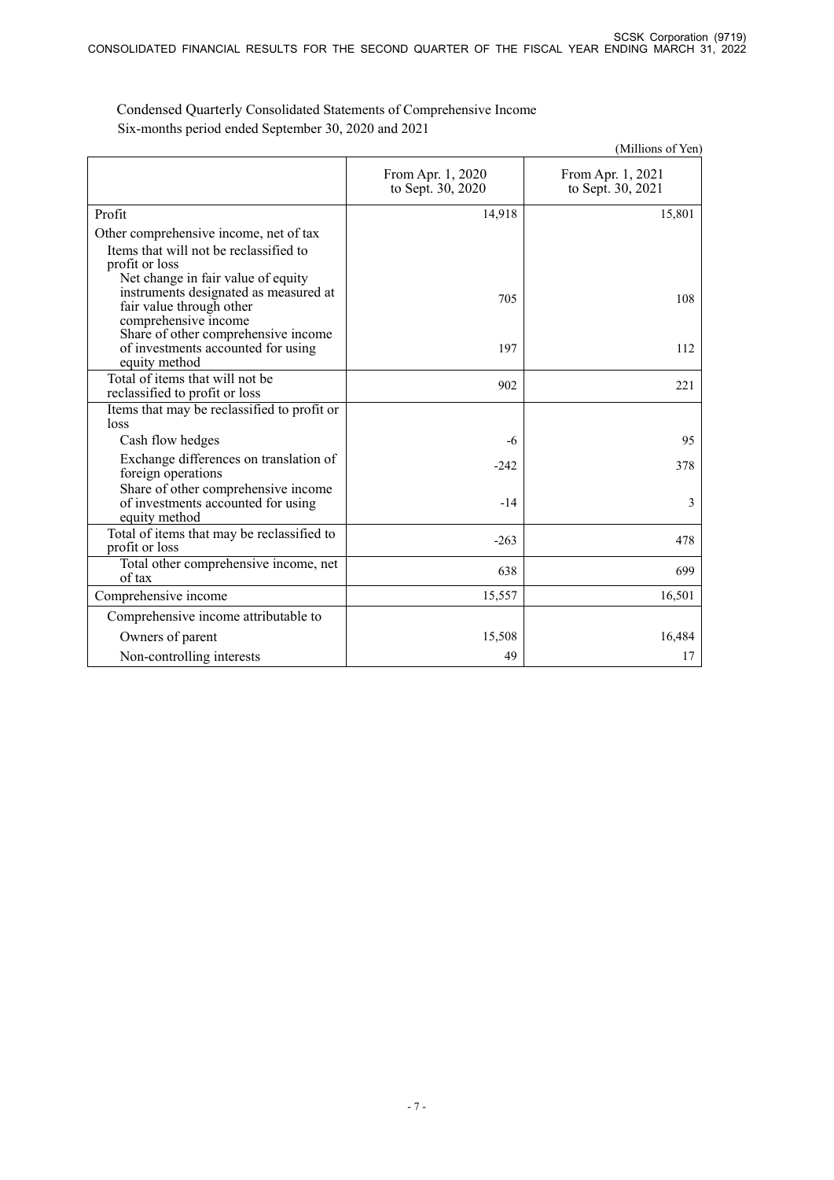Condensed Quarterly Consolidated Statements of Comprehensive Income

Six-months period ended September 30, 2020 and 2021

(Millions of Yen)

| | From Apr. 1, 2020 to Sept. 30, 2020 | From Apr. 1, 2021 to Sept. 30, 2021 |
|---|---|---|
| Profit | 14,918 | 15,801 |
| Other comprehensive income, net of tax | | |
| Items that will not be reclassified to profit or loss | | |
| Net change in fair value of equity instruments designated as measured at fair value through other comprehensive income | 705 | 108 |
| Share of other comprehensive income of investments accounted for using equity method | 197 | 112 |
| Total of items that will not be reclassified to profit or loss | 902 | 221 |
| Items that may be reclassified to profit or loss | | |
| Cash flow hedges | -6 | 95 |
| Exchange differences on translation of foreign operations | -242 | 378 |
| Share of other comprehensive income of investments accounted for using equity method | -14 | 3 |
| Total of items that may be reclassified to profit or loss | -263 | 478 |
| Total other comprehensive income, net of tax | 638 | 699 |
| Comprehensive income | 15,557 | 16,501 |
| Comprehensive income attributable to | | |
| Owners of parent | 15,508 | 16,484 |
| Non-controlling interests | 49 | 17 |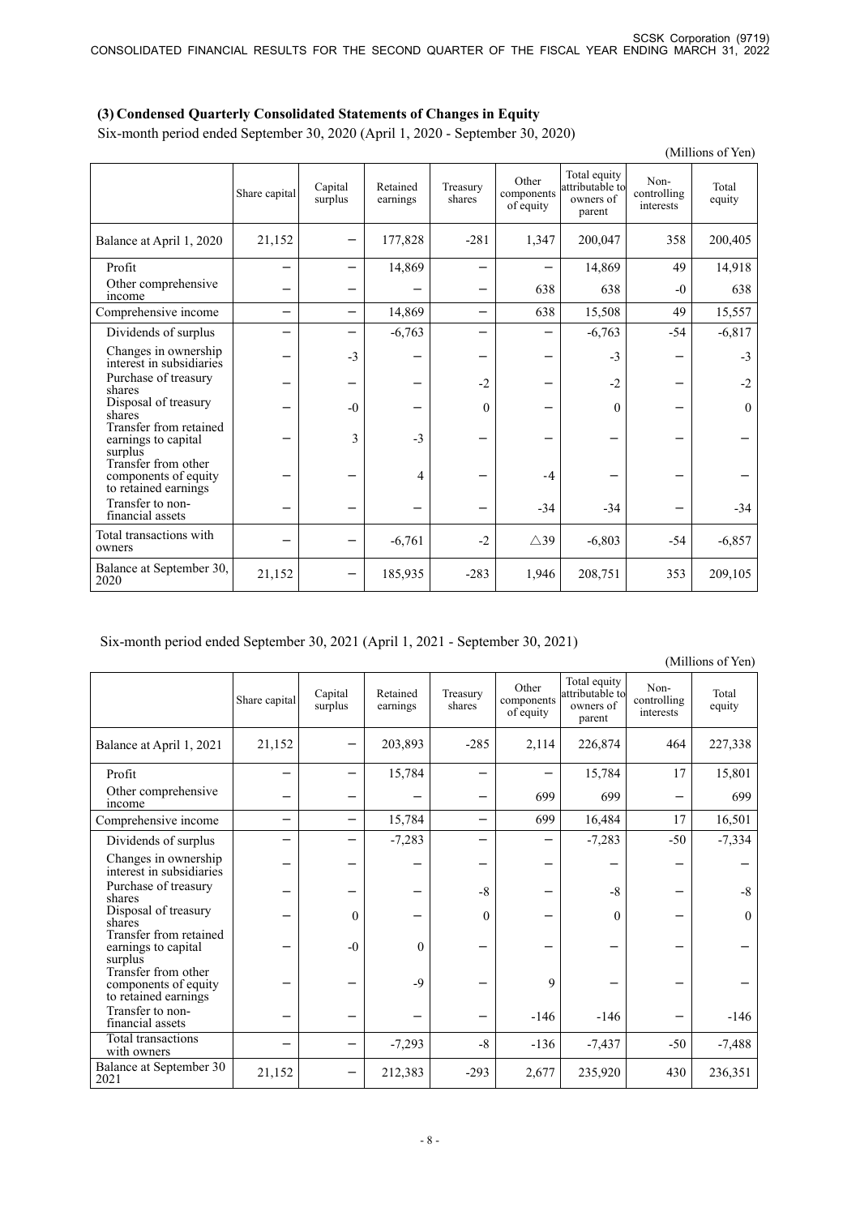### (3) Condensed Quarterly Consolidated Statements of Changes in Equity

Six-month period ended September 30, 2020 (April 1, 2020 - September 30, 2020)

(Millions of Yen)

| | Share capital | Capital surplus | Retained earnings | Treasury shares | Other components of equity | Total equity attributable to owners of parent | Non-controlling interests | Total equity |
|---|---|---|---|---|---|---|---|---|
| Balance at April 1, 2020 | 21,152 | − | 177,828 | -281 | 1,347 | 200,047 | 358 | 200,405 |
| Profit | − | − | 14,869 | − | − | 14,869 | 49 | 14,918 |
| Other comprehensive income | − | − | − | − | 638 | 638 | -0 | 638 |
| Comprehensive income | − | − | 14,869 | − | 638 | 15,508 | 49 | 15,557 |
| Dividends of surplus | − | − | -6,763 | − | − | -6,763 | -54 | -6,817 |
| Changes in ownership interest in subsidiaries | − | -3 | − | − | − | -3 | − | -3 |
| Purchase of treasury shares | − | − | − | -2 | − | -2 | − | -2 |
| Disposal of treasury shares | − | -0 | − | 0 | − | 0 | − | 0 |
| Transfer from retained earnings to capital surplus | − | 3 | -3 | − | − | − | − | − |
| Transfer from other components of equity to retained earnings | − | − | 4 | − | -4 | − | − | − |
| Transfer to non-financial assets | − | − | − | − | -34 | -34 | − | -34 |
| Total transactions with owners | − | − | -6,761 | -2 | △39 | -6,803 | -54 | -6,857 |
| Balance at September 30, 2020 | 21,152 | − | 185,935 | -283 | 1,946 | 208,751 | 353 | 209,105 |

Six-month period ended September 30, 2021 (April 1, 2021 - September 30, 2021)

(Millions of Yen)

| | Share capital | Capital surplus | Retained earnings | Treasury shares | Other components of equity | Total equity attributable to owners of parent | Non-controlling interests | Total equity |
|---|---|---|---|---|---|---|---|---|
| Balance at April 1, 2021 | 21,152 | − | 203,893 | -285 | 2,114 | 226,874 | 464 | 227,338 |
| Profit | − | − | 15,784 | − | − | 15,784 | 17 | 15,801 |
| Other comprehensive income | − | − | − | − | 699 | 699 | − | 699 |
| Comprehensive income | − | − | 15,784 | − | 699 | 16,484 | 17 | 16,501 |
| Dividends of surplus | − | − | -7,283 | − | − | -7,283 | -50 | -7,334 |
| Changes in ownership interest in subsidiaries | − | − | − | − | − | − | − | − |
| Purchase of treasury shares | − | − | − | -8 | − | -8 | − | -8 |
| Disposal of treasury shares | − | 0 | − | 0 | − | 0 | − | 0 |
| Transfer from retained earnings to capital surplus | − | -0 | 0 | − | − | − | − | − |
| Transfer from other components of equity to retained earnings | − | − | -9 | − | 9 | − | − | − |
| Transfer to non-financial assets | − | − | − | − | -146 | -146 | − | -146 |
| Total transactions with owners | − | − | -7,293 | -8 | -136 | -7,437 | -50 | -7,488 |
| Balance at September 30 2021 | 21,152 | − | 212,383 | -293 | 2,677 | 235,920 | 430 | 236,351 |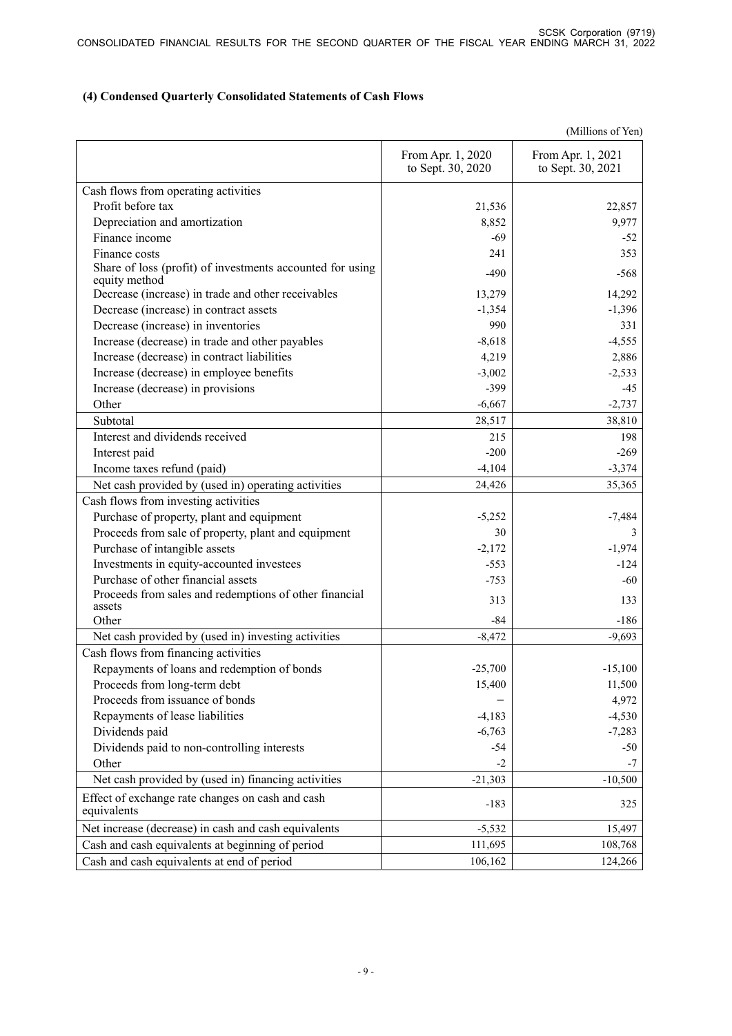### (4) Condensed Quarterly Consolidated Statements of Cash Flows

(Millions of Yen)

| | From Apr. 1, 2020 to Sept. 30, 2020 | From Apr. 1, 2021 to Sept. 30, 2021 |
|---|---|---|
| Cash flows from operating activities | | |
| Profit before tax | 21,536 | 22,857 |
| Depreciation and amortization | 8,852 | 9,977 |
| Finance income | -69 | -52 |
| Finance costs | 241 | 353 |
| Share of loss (profit) of investments accounted for using equity method | -490 | -568 |
| Decrease (increase) in trade and other receivables | 13,279 | 14,292 |
| Decrease (increase) in contract assets | -1,354 | -1,396 |
| Decrease (increase) in inventories | 990 | 331 |
| Increase (decrease) in trade and other payables | -8,618 | -4,555 |
| Increase (decrease) in contract liabilities | 4,219 | 2,886 |
| Increase (decrease) in employee benefits | -3,002 | -2,533 |
| Increase (decrease) in provisions | -399 | -45 |
| Other | -6,667 | -2,737 |
| Subtotal | 28,517 | 38,810 |
| Interest and dividends received | 215 | 198 |
| Interest paid | -200 | -269 |
| Income taxes refund (paid) | -4,104 | -3,374 |
| Net cash provided by (used in) operating activities | 24,426 | 35,365 |
| Cash flows from investing activities | | |
| Purchase of property, plant and equipment | -5,252 | -7,484 |
| Proceeds from sale of property, plant and equipment | 30 | 3 |
| Purchase of intangible assets | -2,172 | -1,974 |
| Investments in equity-accounted investees | -553 | -124 |
| Purchase of other financial assets | -753 | -60 |
| Proceeds from sales and redemptions of other financial assets | 313 | 133 |
| Other | -84 | -186 |
| Net cash provided by (used in) investing activities | -8,472 | -9,693 |
| Cash flows from financing activities | | |
| Repayments of loans and redemption of bonds | -25,700 | -15,100 |
| Proceeds from long-term debt | 15,400 | 11,500 |
| Proceeds from issuance of bonds | − | 4,972 |
| Repayments of lease liabilities | -4,183 | -4,530 |
| Dividends paid | -6,763 | -7,283 |
| Dividends paid to non-controlling interests | -54 | -50 |
| Other | -2 | -7 |
| Net cash provided by (used in) financing activities | -21,303 | -10,500 |
| Effect of exchange rate changes on cash and cash equivalents | -183 | 325 |
| Net increase (decrease) in cash and cash equivalents | -5,532 | 15,497 |
| Cash and cash equivalents at beginning of period | 111,695 | 108,768 |
| Cash and cash equivalents at end of period | 106,162 | 124,266 |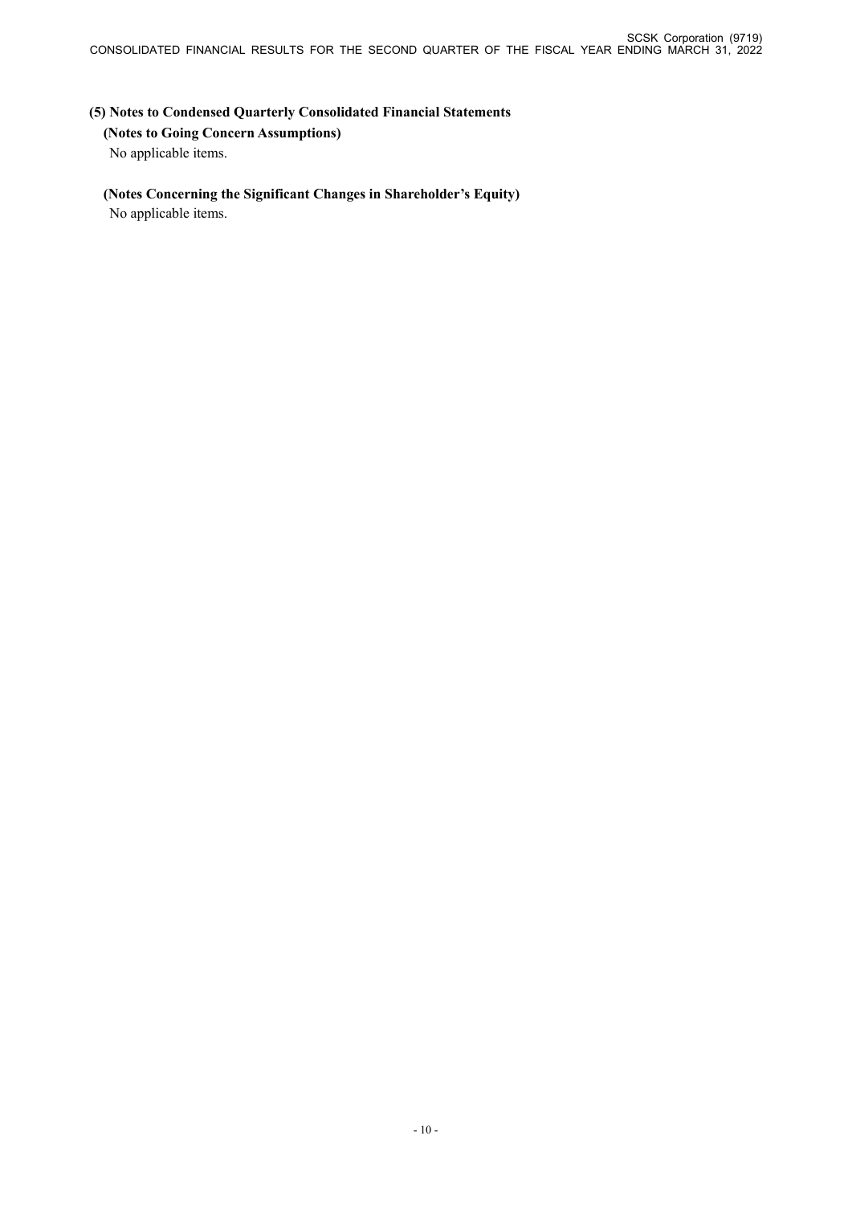### (5) Notes to Condensed Quarterly Consolidated Financial Statements

#### (Notes to Going Concern Assumptions)

No applicable items.

#### (Notes Concerning the Significant Changes in Shareholder's Equity)

No applicable items.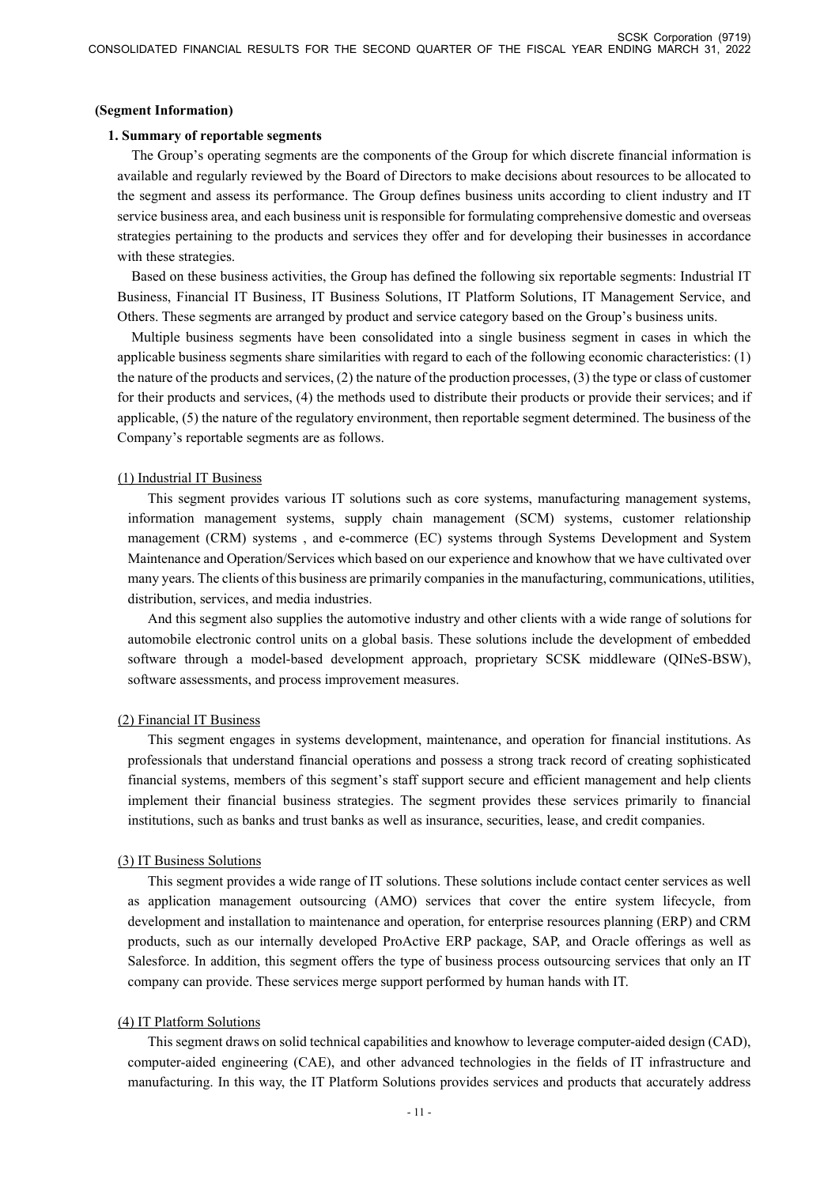**(Segment Information)**

**1. Summary of reportable segments**

The Group's operating segments are the components of the Group for which discrete financial information is available and regularly reviewed by the Board of Directors to make decisions about resources to be allocated to the segment and assess its performance. The Group defines business units according to client industry and IT service business area, and each business unit is responsible for formulating comprehensive domestic and overseas strategies pertaining to the products and services they offer and for developing their businesses in accordance with these strategies.

Based on these business activities, the Group has defined the following six reportable segments: Industrial IT Business, Financial IT Business, IT Business Solutions, IT Platform Solutions, IT Management Service, and Others. These segments are arranged by product and service category based on the Group's business units.

Multiple business segments have been consolidated into a single business segment in cases in which the applicable business segments share similarities with regard to each of the following economic characteristics: (1) the nature of the products and services, (2) the nature of the production processes, (3) the type or class of customer for their products and services, (4) the methods used to distribute their products or provide their services; and if applicable, (5) the nature of the regulatory environment, then reportable segment determined. The business of the Company's reportable segments are as follows.

(1) Industrial IT Business

This segment provides various IT solutions such as core systems, manufacturing management systems, information management systems, supply chain management (SCM) systems, customer relationship management (CRM) systems , and e-commerce (EC) systems through Systems Development and System Maintenance and Operation/Services which based on our experience and knowhow that we have cultivated over many years. The clients of this business are primarily companies in the manufacturing, communications, utilities, distribution, services, and media industries.

And this segment also supplies the automotive industry and other clients with a wide range of solutions for automobile electronic control units on a global basis. These solutions include the development of embedded software through a model-based development approach, proprietary SCSK middleware (QINeS-BSW), software assessments, and process improvement measures.

(2) Financial IT Business

This segment engages in systems development, maintenance, and operation for financial institutions. As professionals that understand financial operations and possess a strong track record of creating sophisticated financial systems, members of this segment's staff support secure and efficient management and help clients implement their financial business strategies. The segment provides these services primarily to financial institutions, such as banks and trust banks as well as insurance, securities, lease, and credit companies.

(3) IT Business Solutions

This segment provides a wide range of IT solutions. These solutions include contact center services as well as application management outsourcing (AMO) services that cover the entire system lifecycle, from development and installation to maintenance and operation, for enterprise resources planning (ERP) and CRM products, such as our internally developed ProActive ERP package, SAP, and Oracle offerings as well as Salesforce. In addition, this segment offers the type of business process outsourcing services that only an IT company can provide. These services merge support performed by human hands with IT.

(4) IT Platform Solutions

This segment draws on solid technical capabilities and knowhow to leverage computer-aided design (CAD), computer-aided engineering (CAE), and other advanced technologies in the fields of IT infrastructure and manufacturing. In this way, the IT Platform Solutions provides services and products that accurately address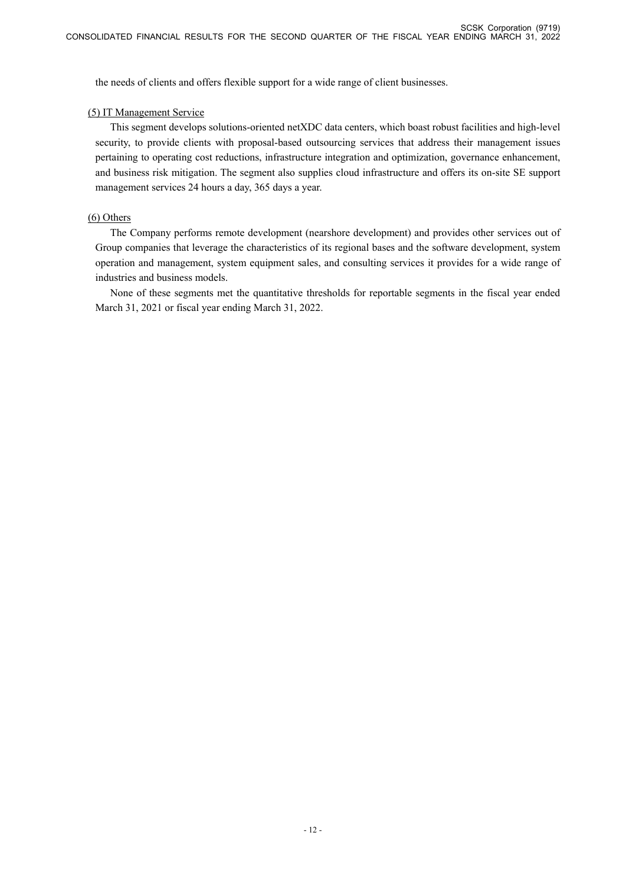the needs of clients and offers flexible support for a wide range of client businesses.

(5) IT Management Service

This segment develops solutions-oriented netXDC data centers, which boast robust facilities and high-level security, to provide clients with proposal-based outsourcing services that address their management issues pertaining to operating cost reductions, infrastructure integration and optimization, governance enhancement, and business risk mitigation. The segment also supplies cloud infrastructure and offers its on-site SE support management services 24 hours a day, 365 days a year.

(6) Others

The Company performs remote development (nearshore development) and provides other services out of Group companies that leverage the characteristics of its regional bases and the software development, system operation and management, system equipment sales, and consulting services it provides for a wide range of industries and business models.

None of these segments met the quantitative thresholds for reportable segments in the fiscal year ended March 31, 2021 or fiscal year ending March 31, 2022.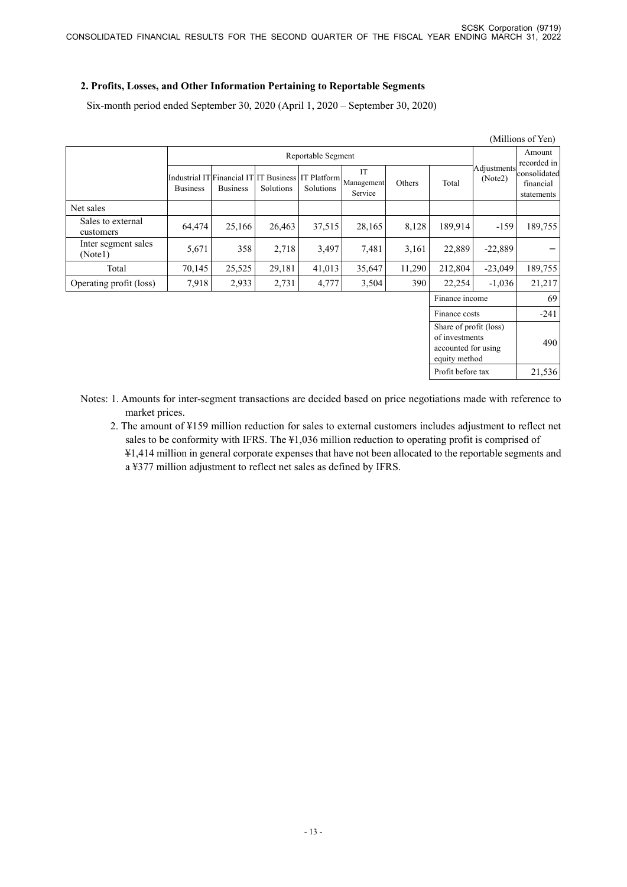## 2. Profits, Losses, and Other Information Pertaining to Reportable Segments

Six-month period ended September 30, 2020 (April 1, 2020 – September 30, 2020)

(Millions of Yen)

| | Reportable Segment | | | | | | | Adjustments (Note2) | Amount recorded in consolidated financial statements |
|---|---|---|---|---|---|---|---|---|---|
| | Industrial IT Business | Financial IT Business | IT Business Solutions | IT Platform Solutions | IT Management Service | Others | Total | | |
| Net sales | | | | | | | | | |
| Sales to external customers | 64,474 | 25,166 | 26,463 | 37,515 | 28,165 | 8,128 | 189,914 | -159 | 189,755 |
| Inter segment sales (Note1) | 5,671 | 358 | 2,718 | 3,497 | 7,481 | 3,161 | 22,889 | -22,889 | – |
| Total | 70,145 | 25,525 | 29,181 | 41,013 | 35,647 | 11,290 | 212,804 | -23,049 | 189,755 |
| Operating profit (loss) | 7,918 | 2,933 | 2,731 | 4,777 | 3,504 | 390 | 22,254 | -1,036 | 21,217 |
| | | | | | | | Finance income | | 69 |
| | | | | | | | Finance costs | | -241 |
| | | | | | | | Share of profit (loss) of investments accounted for using equity method | | 490 |
| | | | | | | | Profit before tax | | 21,536 |

Notes: 1. Amounts for inter-segment transactions are decided based on price negotiations made with reference to market prices.

2. The amount of ¥159 million reduction for sales to external customers includes adjustment to reflect net sales to be conformity with IFRS. The ¥1,036 million reduction to operating profit is comprised of ¥1,414 million in general corporate expenses that have not been allocated to the reportable segments and a ¥377 million adjustment to reflect net sales as defined by IFRS.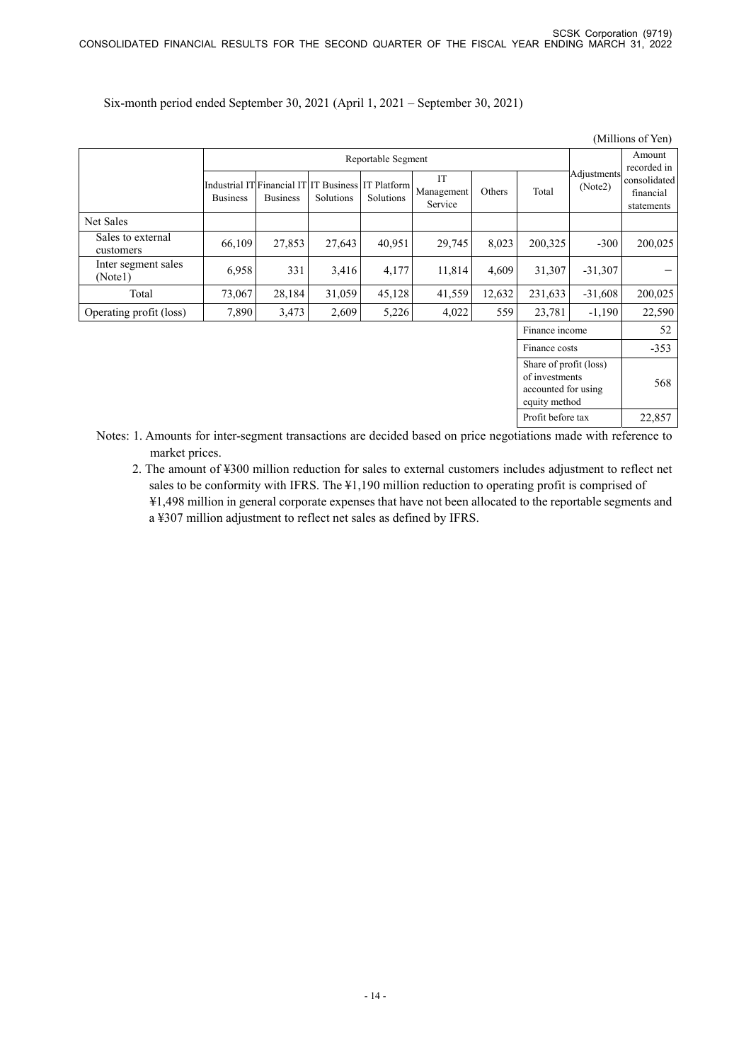Six-month period ended September 30, 2021 (April 1, 2021 – September 30, 2021)

(Millions of Yen)

| | Reportable Segment | | | | | | | Adjustments (Note2) | Amount recorded in consolidated financial statements |
|---|---|---|---|---|---|---|---|---|---|
| | Industrial IT Business | Financial IT Business | IT Business Solutions | IT Platform Solutions | IT Management Service | Others | Total | | |
| Net Sales | | | | | | | | | |
| Sales to external customers | 66,109 | 27,853 | 27,643 | 40,951 | 29,745 | 8,023 | 200,325 | -300 | 200,025 |
| Inter segment sales (Note1) | 6,958 | 331 | 3,416 | 4,177 | 11,814 | 4,609 | 31,307 | -31,307 | – |
| Total | 73,067 | 28,184 | 31,059 | 45,128 | 41,559 | 12,632 | 231,633 | -31,608 | 200,025 |
| Operating profit (loss) | 7,890 | 3,473 | 2,609 | 5,226 | 4,022 | 559 | 23,781 | -1,190 | 22,590 |
| | | | | | | | Finance income | | 52 |
| | | | | | | | Finance costs | | -353 |
| | | | | | | | Share of profit (loss) of investments accounted for using equity method | | 568 |
| | | | | | | | Profit before tax | | 22,857 |

Notes: 1. Amounts for inter-segment transactions are decided based on price negotiations made with reference to market prices.

2. The amount of ¥300 million reduction for sales to external customers includes adjustment to reflect net sales to be conformity with IFRS. The ¥1,190 million reduction to operating profit is comprised of ¥1,498 million in general corporate expenses that have not been allocated to the reportable segments and a ¥307 million adjustment to reflect net sales as defined by IFRS.